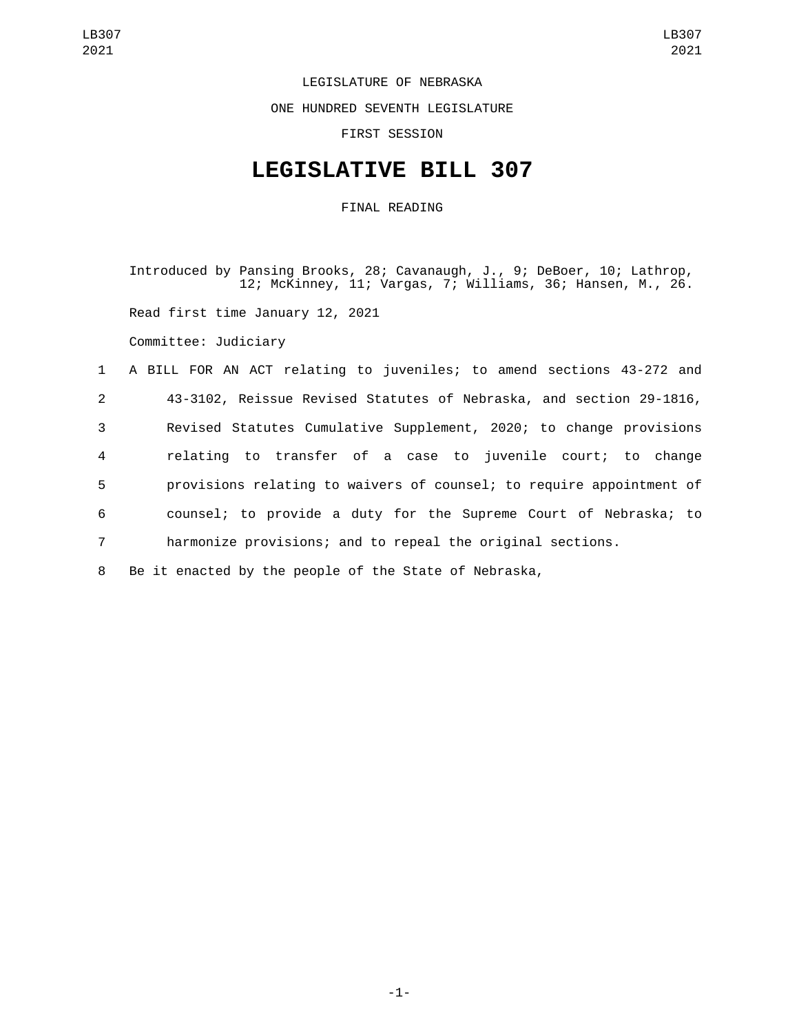LEGISLATURE OF NEBRASKA

ONE HUNDRED SEVENTH LEGISLATURE

FIRST SESSION

# LEGISLATIVE BILL 307

FINAL READING

Introduced by Pansing Brooks, 28; Cavanaugh, J., 9; DeBoer, 10; Lathrop, 12; McKinney, 11; Vargas, 7; Williams, 36; Hansen, M., 26.

Read first time January 12, 2021

Committee: Judiciary

1 A BILL FOR AN ACT relating to juveniles; to amend sections 43-272 and
2 43-3102, Reissue Revised Statutes of Nebraska, and section 29-1816,
3 Revised Statutes Cumulative Supplement, 2020; to change provisions
4 relating to transfer of a case to juvenile court; to change
5 provisions relating to waivers of counsel; to require appointment of
6 counsel; to provide a duty for the Supreme Court of Nebraska; to
7 harmonize provisions; and to repeal the original sections.

8 Be it enacted by the people of the State of Nebraska,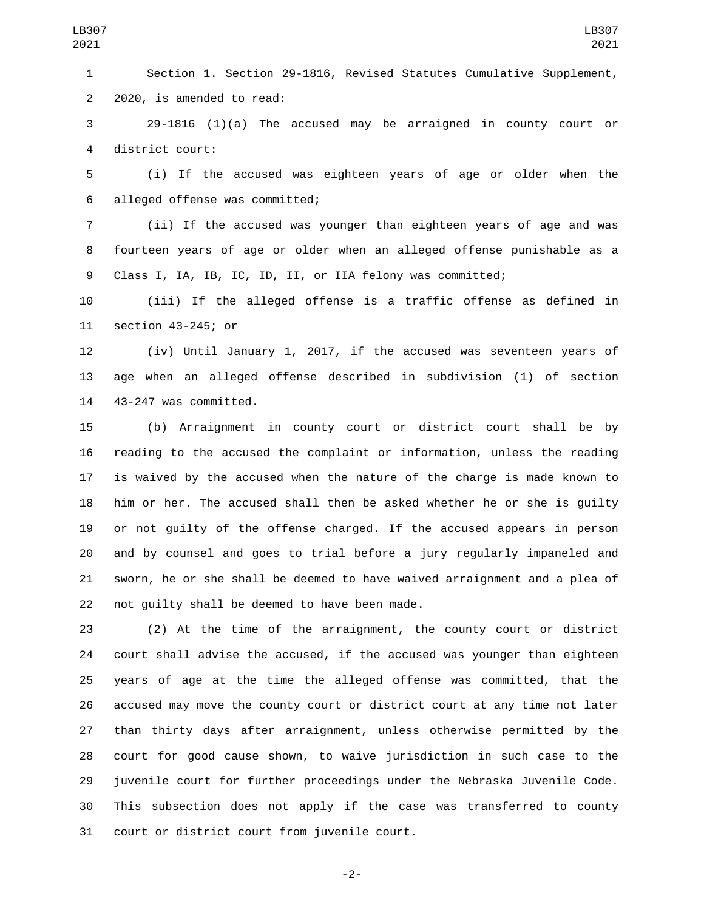Section 1. Section 29-1816, Revised Statutes Cumulative Supplement, 2020, is amended to read:

29-1816 (1)(a) The accused may be arraigned in county court or district court:

(i) If the accused was eighteen years of age or older when the alleged offense was committed;

(ii) If the accused was younger than eighteen years of age and was fourteen years of age or older when an alleged offense punishable as a Class I, IA, IB, IC, ID, II, or IIA felony was committed;

(iii) If the alleged offense is a traffic offense as defined in section 43-245; or

(iv) Until January 1, 2017, if the accused was seventeen years of age when an alleged offense described in subdivision (1) of section 43-247 was committed.

(b) Arraignment in county court or district court shall be by reading to the accused the complaint or information, unless the reading is waived by the accused when the nature of the charge is made known to him or her. The accused shall then be asked whether he or she is guilty or not guilty of the offense charged. If the accused appears in person and by counsel and goes to trial before a jury regularly impaneled and sworn, he or she shall be deemed to have waived arraignment and a plea of not guilty shall be deemed to have been made.

(2) At the time of the arraignment, the county court or district court shall advise the accused, if the accused was younger than eighteen years of age at the time the alleged offense was committed, that the accused may move the county court or district court at any time not later than thirty days after arraignment, unless otherwise permitted by the court for good cause shown, to waive jurisdiction in such case to the juvenile court for further proceedings under the Nebraska Juvenile Code. This subsection does not apply if the case was transferred to county court or district court from juvenile court.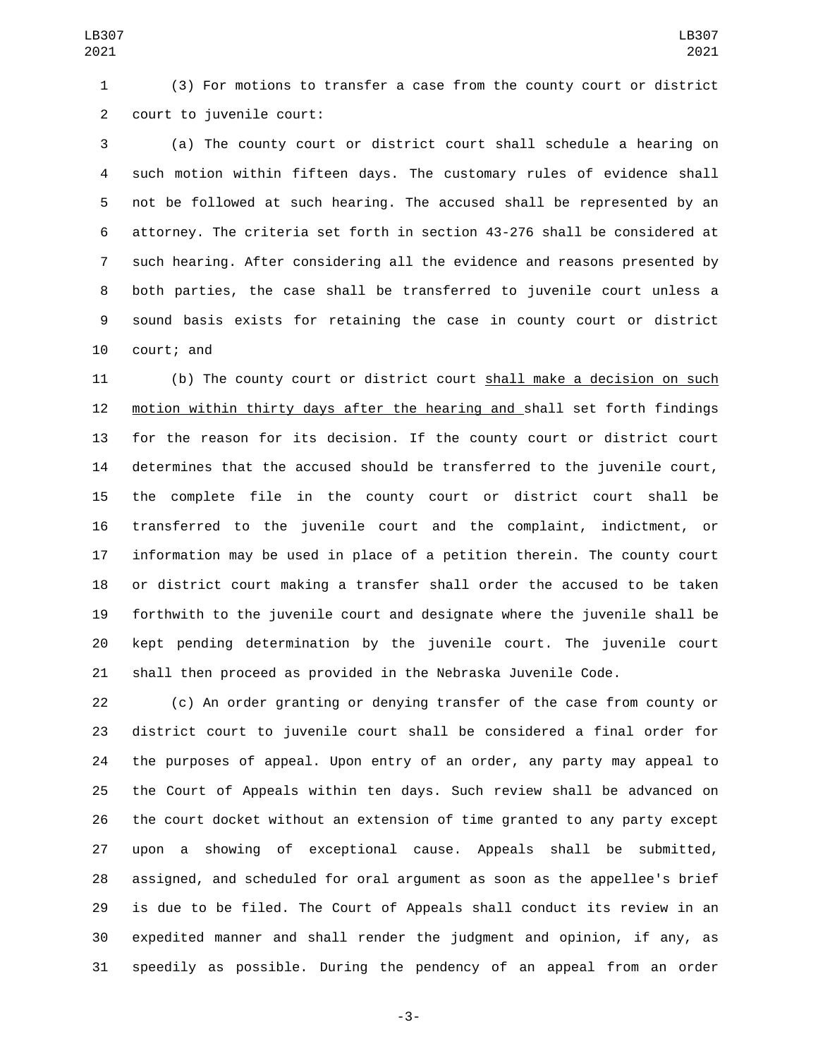(3) For motions to transfer a case from the county court or district court to juvenile court:

(a) The county court or district court shall schedule a hearing on such motion within fifteen days. The customary rules of evidence shall not be followed at such hearing. The accused shall be represented by an attorney. The criteria set forth in section 43-276 shall be considered at such hearing. After considering all the evidence and reasons presented by both parties, the case shall be transferred to juvenile court unless a sound basis exists for retaining the case in county court or district court; and

(b) The county court or district court <u>shall make a decision on such motion within thirty days after the hearing and </u>shall set forth findings for the reason for its decision. If the county court or district court determines that the accused should be transferred to the juvenile court, the complete file in the county court or district court shall be transferred to the juvenile court and the complaint, indictment, or information may be used in place of a petition therein. The county court or district court making a transfer shall order the accused to be taken forthwith to the juvenile court and designate where the juvenile shall be kept pending determination by the juvenile court. The juvenile court shall then proceed as provided in the Nebraska Juvenile Code.

(c) An order granting or denying transfer of the case from county or district court to juvenile court shall be considered a final order for the purposes of appeal. Upon entry of an order, any party may appeal to the Court of Appeals within ten days. Such review shall be advanced on the court docket without an extension of time granted to any party except upon a showing of exceptional cause. Appeals shall be submitted, assigned, and scheduled for oral argument as soon as the appellee's brief is due to be filed. The Court of Appeals shall conduct its review in an expedited manner and shall render the judgment and opinion, if any, as speedily as possible. During the pendency of an appeal from an order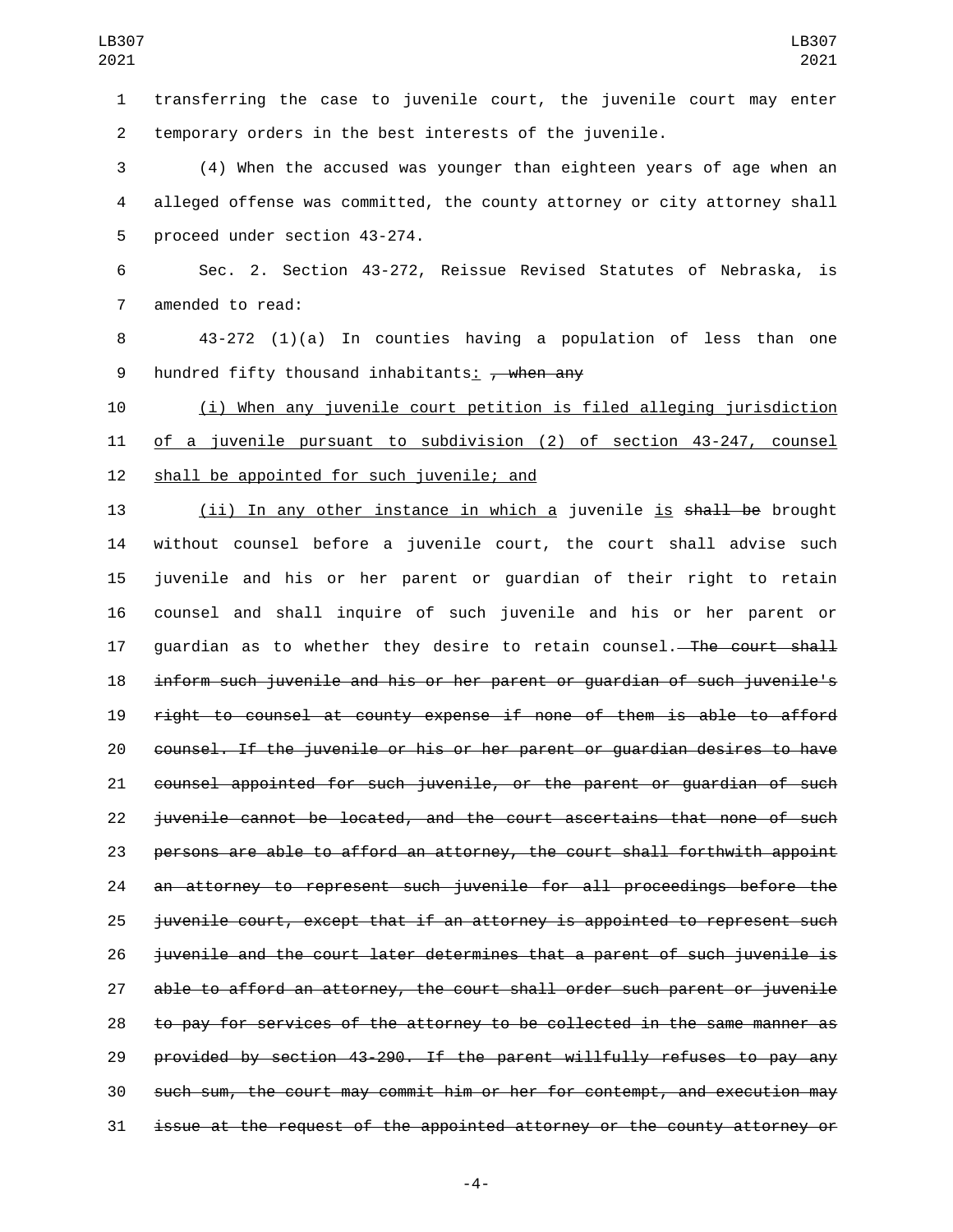transferring the case to juvenile court, the juvenile court may enter temporary orders in the best interests of the juvenile.

(4) When the accused was younger than eighteen years of age when an alleged offense was committed, the county attorney or city attorney shall proceed under section 43-274.

Sec. 2. Section 43-272, Reissue Revised Statutes of Nebraska, is amended to read:

43-272 (1)(a) In counties having a population of less than one hundred fifty thousand inhabitants: ~~, when any~~

(i) When any juvenile court petition is filed alleging jurisdiction of a juvenile pursuant to subdivision (2) of section 43-247, counsel shall be appointed for such juvenile; and

(ii) In any other instance in which a juvenile is ~~shall be~~ brought without counsel before a juvenile court, the court shall advise such juvenile and his or her parent or guardian of their right to retain counsel and shall inquire of such juvenile and his or her parent or guardian as to whether they desire to retain counsel. ~~The court shall inform such juvenile and his or her parent or guardian of such juvenile's right to counsel at county expense if none of them is able to afford counsel. If the juvenile or his or her parent or guardian desires to have counsel appointed for such juvenile, or the parent or guardian of such juvenile cannot be located, and the court ascertains that none of such persons are able to afford an attorney, the court shall forthwith appoint an attorney to represent such juvenile for all proceedings before the juvenile court, except that if an attorney is appointed to represent such juvenile and the court later determines that a parent of such juvenile is able to afford an attorney, the court shall order such parent or juvenile to pay for services of the attorney to be collected in the same manner as provided by section 43-290. If the parent willfully refuses to pay any such sum, the court may commit him or her for contempt, and execution may issue at the request of the appointed attorney or the county attorney or~~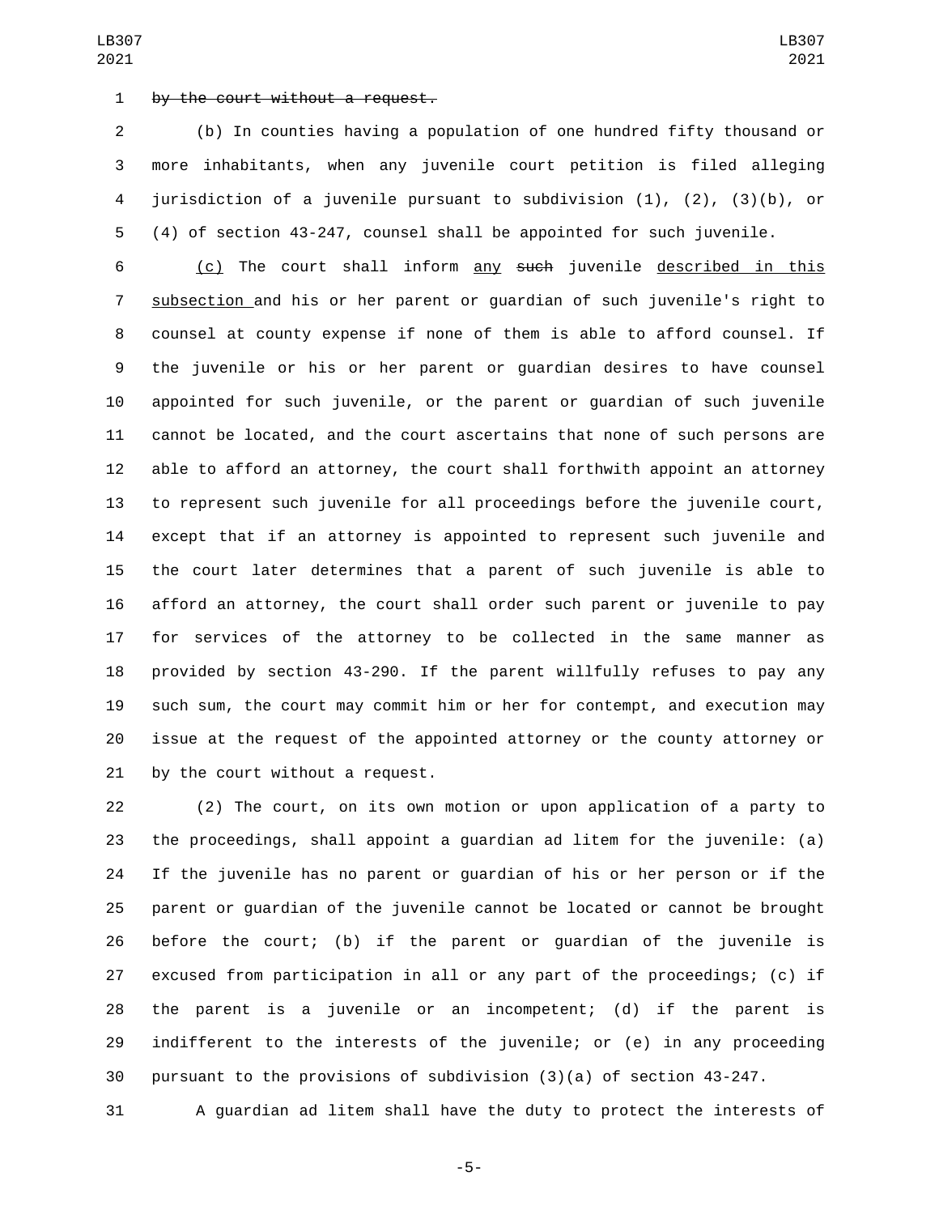~~by the court without a request.~~

(b) In counties having a population of one hundred fifty thousand or more inhabitants, when any juvenile court petition is filed alleging jurisdiction of a juvenile pursuant to subdivision (1), (2), (3)(b), or (4) of section 43-247, counsel shall be appointed for such juvenile.

<u>(c)</u> The court shall inform <u>any</u> ~~such~~ juvenile <u>described in this subsection</u> and his or her parent or guardian of such juvenile's right to counsel at county expense if none of them is able to afford counsel. If the juvenile or his or her parent or guardian desires to have counsel appointed for such juvenile, or the parent or guardian of such juvenile cannot be located, and the court ascertains that none of such persons are able to afford an attorney, the court shall forthwith appoint an attorney to represent such juvenile for all proceedings before the juvenile court, except that if an attorney is appointed to represent such juvenile and the court later determines that a parent of such juvenile is able to afford an attorney, the court shall order such parent or juvenile to pay for services of the attorney to be collected in the same manner as provided by section 43-290. If the parent willfully refuses to pay any such sum, the court may commit him or her for contempt, and execution may issue at the request of the appointed attorney or the county attorney or by the court without a request.

(2) The court, on its own motion or upon application of a party to the proceedings, shall appoint a guardian ad litem for the juvenile: (a) If the juvenile has no parent or guardian of his or her person or if the parent or guardian of the juvenile cannot be located or cannot be brought before the court; (b) if the parent or guardian of the juvenile is excused from participation in all or any part of the proceedings; (c) if the parent is a juvenile or an incompetent; (d) if the parent is indifferent to the interests of the juvenile; or (e) in any proceeding pursuant to the provisions of subdivision (3)(a) of section 43-247.

A guardian ad litem shall have the duty to protect the interests of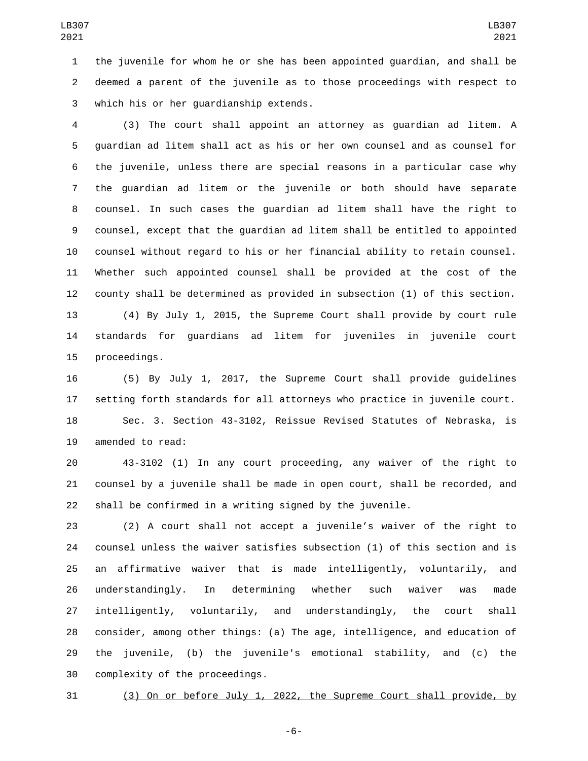the juvenile for whom he or she has been appointed guardian, and shall be deemed a parent of the juvenile as to those proceedings with respect to which his or her guardianship extends.

(3) The court shall appoint an attorney as guardian ad litem. A guardian ad litem shall act as his or her own counsel and as counsel for the juvenile, unless there are special reasons in a particular case why the guardian ad litem or the juvenile or both should have separate counsel. In such cases the guardian ad litem shall have the right to counsel, except that the guardian ad litem shall be entitled to appointed counsel without regard to his or her financial ability to retain counsel. Whether such appointed counsel shall be provided at the cost of the county shall be determined as provided in subsection (1) of this section.

(4) By July 1, 2015, the Supreme Court shall provide by court rule standards for guardians ad litem for juveniles in juvenile court proceedings.

(5) By July 1, 2017, the Supreme Court shall provide guidelines setting forth standards for all attorneys who practice in juvenile court.

Sec. 3. Section 43-3102, Reissue Revised Statutes of Nebraska, is amended to read:

43-3102 (1) In any court proceeding, any waiver of the right to counsel by a juvenile shall be made in open court, shall be recorded, and shall be confirmed in a writing signed by the juvenile.

(2) A court shall not accept a juvenile’s waiver of the right to counsel unless the waiver satisfies subsection (1) of this section and is an affirmative waiver that is made intelligently, voluntarily, and understandingly. In determining whether such waiver was made intelligently, voluntarily, and understandingly, the court shall consider, among other things: (a) The age, intelligence, and education of the juvenile, (b) the juvenile's emotional stability, and (c) the complexity of the proceedings.

<u>(3) On or before July 1, 2022, the Supreme Court shall provide, by</u>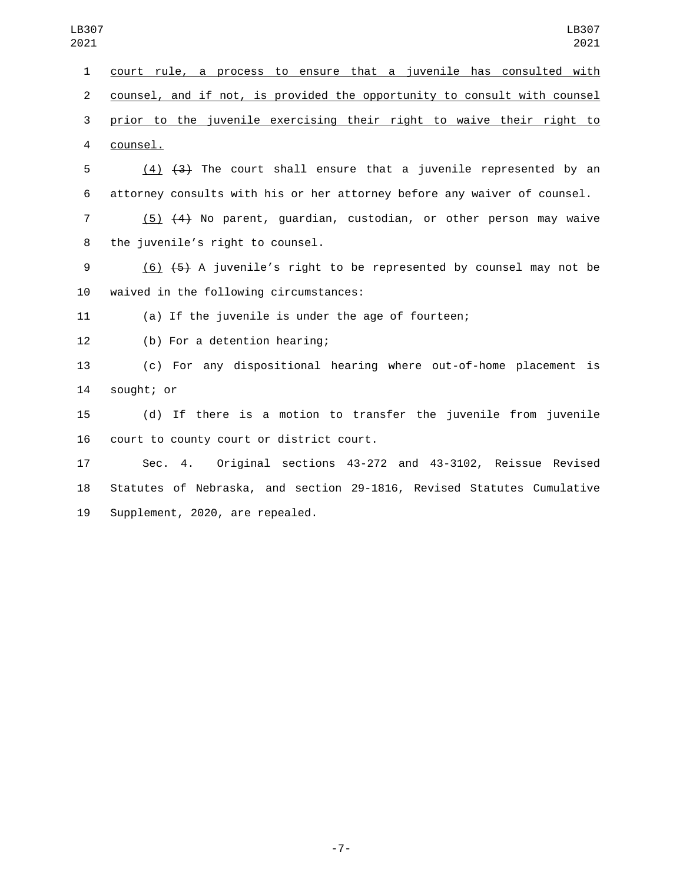court rule, a process to ensure that a juvenile has consulted with counsel, and if not, is provided the opportunity to consult with counsel prior to the juvenile exercising their right to waive their right to counsel.

(4) ~~(3)~~ The court shall ensure that a juvenile represented by an attorney consults with his or her attorney before any waiver of counsel.

(5) ~~(4)~~ No parent, guardian, custodian, or other person may waive the juvenile's right to counsel.

(6) ~~(5)~~ A juvenile's right to be represented by counsel may not be waived in the following circumstances:

(a) If the juvenile is under the age of fourteen;

(b) For a detention hearing;

(c) For any dispositional hearing where out-of-home placement is sought; or

(d) If there is a motion to transfer the juvenile from juvenile court to county court or district court.

Sec. 4. Original sections 43-272 and 43-3102, Reissue Revised Statutes of Nebraska, and section 29-1816, Revised Statutes Cumulative Supplement, 2020, are repealed.